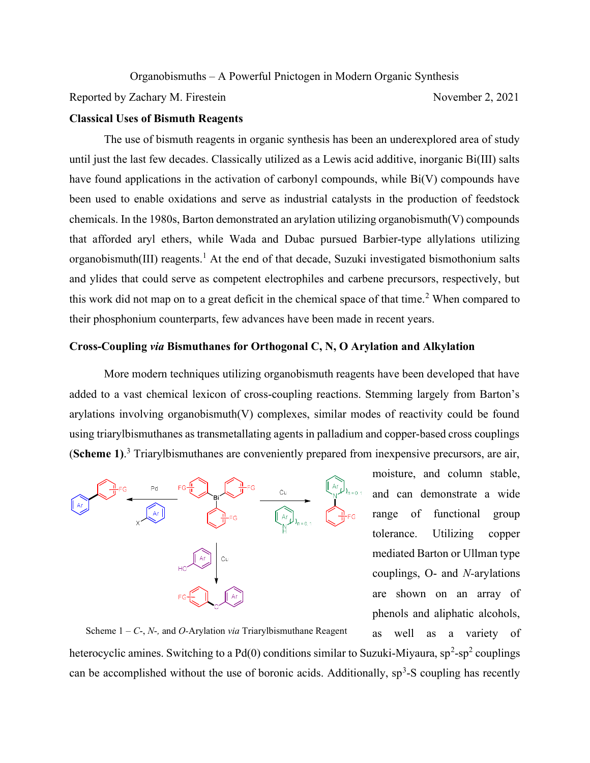Organobismuths – A Powerful Pnictogen in Modern Organic Synthesis

Reported by Zachary M. Firestein November 2, 2021

## Classical Uses of Bismuth Reagents

The use of bismuth reagents in organic synthesis has been an underexplored area of study until just the last few decades. Classically utilized as a Lewis acid additive, inorganic Bi(III) salts have found applications in the activation of carbonyl compounds, while Bi(V) compounds have been used to enable oxidations and serve as industrial catalysts in the production of feedstock chemicals. In the 1980s, Barton demonstrated an arylation utilizing organobismuth(V) compounds that afforded aryl ethers, while Wada and Dubac pursued Barbier-type allylations utilizing organobismuth(III) reagents.[1] At the end of that decade, Suzuki investigated bismothonium salts and ylides that could serve as competent electrophiles and carbene precursors, respectively, but this work did not map on to a great deficit in the chemical space of that time.[2] When compared to their phosphonium counterparts, few advances have been made in recent years.

## Cross-Coupling *via* Bismuthanes for Orthogonal C, N, O Arylation and Alkylation

More modern techniques utilizing organobismuth reagents have been developed that have added to a vast chemical lexicon of cross-coupling reactions. Stemming largely from Barton's arylations involving organobismuth(V) complexes, similar modes of reactivity could be found using triarylbismuthanes as transmetallating agents in palladium and copper-based cross couplings (**Scheme 1**).[3] Triarylbismuthanes are conveniently prepared from inexpensive precursors, are air, moisture, and column stable, and can demonstrate a wide range of functional group tolerance. Utilizing copper mediated Barton or Ullman type couplings, O- and *N*-arylations are shown on an array of phenols and aliphatic alcohols, as well as a variety of heterocyclic amines. Switching to a Pd(0) conditions similar to Suzuki-Miyaura, $sp^2$-$sp^2$ couplings can be accomplished without the use of boronic acids. Additionally, $sp^3$-S coupling has recently

Scheme 1 – *C*-, *N*-, and *O*-Arylation *via* Triarylbismuthane Reagent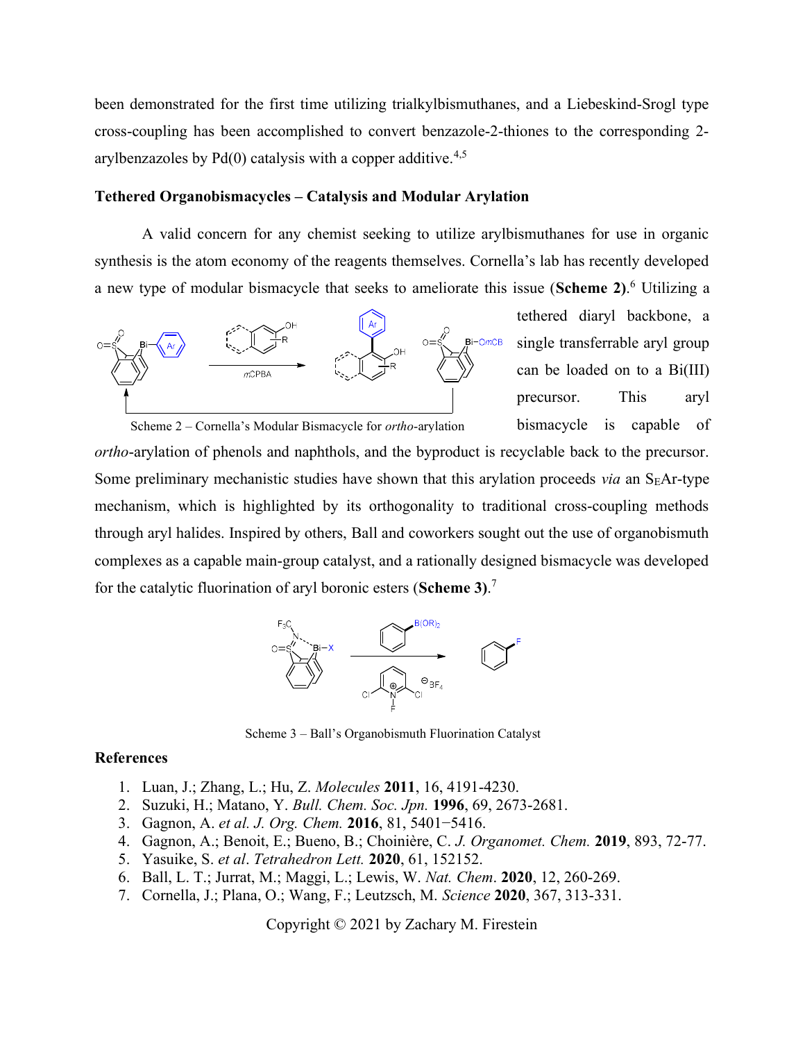been demonstrated for the first time utilizing trialkylbismuthanes, and a Liebeskind-Srogl type cross-coupling has been accomplished to convert benzazole-2-thiones to the corresponding 2-arylbenzazoles by Pd(0) catalysis with a copper additive.[4,5]

**Tethered Organobismacycles – Catalysis and Modular Arylation**

A valid concern for any chemist seeking to utilize arylbismuthanes for use in organic synthesis is the atom economy of the reagents themselves. Cornella's lab has recently developed a new type of modular bismacycle that seeks to ameliorate this issue (**Scheme 2)**.[6] Utilizing a tethered diaryl backbone, a single transferrable aryl group can be loaded on to a Bi(III) precursor. This aryl bismacycle is capable of *ortho*-arylation of phenols and naphthols, and the byproduct is recyclable back to the precursor. Some preliminary mechanistic studies have shown that this arylation proceeds *via* an $S_EAr$-type mechanism, which is highlighted by its orthogonality to traditional cross-coupling methods through aryl halides. Inspired by others, Ball and coworkers sought out the use of organobismuth complexes as a capable main-group catalyst, and a rationally designed bismacycle was developed for the catalytic fluorination of aryl boronic esters (**Scheme 3)**.[7]

Scheme 2 – Cornella's Modular Bismacycle for *ortho*-arylation

Scheme 3 – Ball's Organobismuth Fluorination Catalyst

**References**

1. Luan, J.; Zhang, L.; Hu, Z. *Molecules* **2011**, 16, 4191-4230.
2. Suzuki, H.; Matano, Y. *Bull. Chem. Soc. Jpn.* **1996**, 69, 2673-2681.
3. Gagnon, A. *et al. J. Org. Chem.* **2016**, 81, 5401−5416.
4. Gagnon, A.; Benoit, E.; Bueno, B.; Choinière, C. *J. Organomet. Chem.* **2019**, 893, 72-77.
5. Yasuike, S. *et al*. *Tetrahedron Lett.* **2020**, 61, 152152.
6. Ball, L. T.; Jurrat, M.; Maggi, L.; Lewis, W. *Nat. Chem*. **2020**, 12, 260-269.
7. Cornella, J.; Plana, O.; Wang, F.; Leutzsch, M. *Science* **2020**, 367, 313-331.

Copyright © 2021 by Zachary M. Firestein